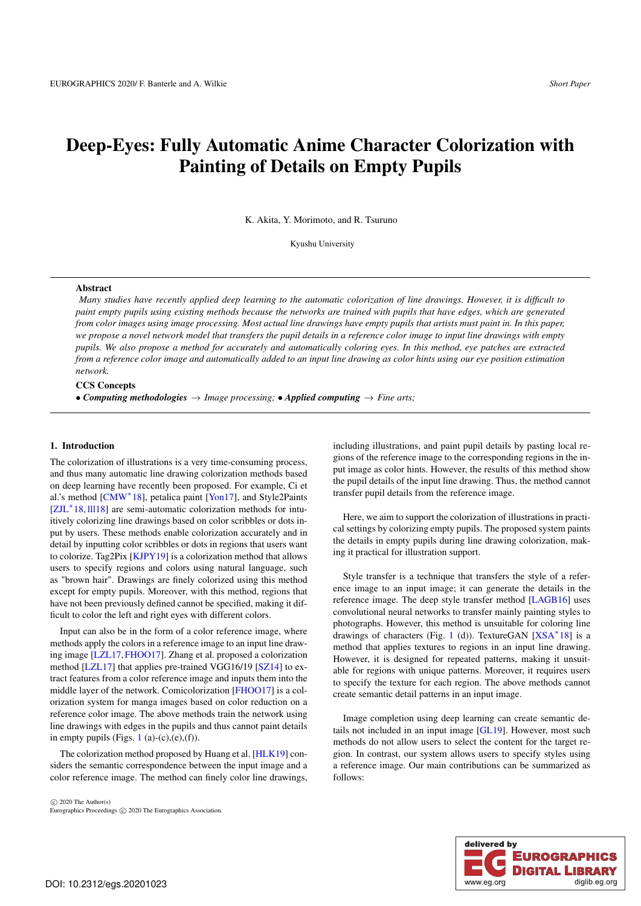# Deep-Eyes: Fully Automatic Anime Character Colorization with Painting of Details on Empty Pupils

K. Akita, Y. Morimoto, and R. Tsuruno

Kyushu University

## Abstract

*Many studies have recently applied deep learning to the automatic colorization of line drawings. However, it is difficult to paint empty pupils using existing methods because the networks are trained with pupils that have edges, which are generated from color images using image processing. Most actual line drawings have empty pupils that artists must paint in. In this paper, we propose a novel network model that transfers the pupil details in a reference color image to input line drawings with empty pupils. We also propose a method for accurately and automatically coloring eyes. In this method, eye patches are extracted from a reference color image and automatically added to an input line drawing as color hints using our eye position estimation network.*

### CCS Concepts

• ***Computing methodologies*** → *Image processing;* • ***Applied computing*** → *Fine arts;*

## 1. Introduction

The colorization of illustrations is a very time-consuming process, and thus many automatic line drawing colorization methods based on deep learning have recently been proposed. For example, Ci et al.'s method [CMW*18], petalica paint [Yon17], and Style2Paints [ZJL*18, lll18] are semi-automatic colorization methods for intuitively colorizing line drawings based on color scribbles or dots input by users. These methods enable colorization accurately and in detail by inputting color scribbles or dots in regions that users want to colorize. Tag2Pix [KJPY19] is a colorization method that allows users to specify regions and colors using natural language, such as "brown hair". Drawings are finely colorized using this method except for empty pupils. Moreover, with this method, regions that have not been previously defined cannot be specified, making it difficult to color the left and right eyes with different colors.

Input can also be in the form of a color reference image, where methods apply the colors in a reference image to an input line drawing image [LZL17, FHOO17]. Zhang et al. proposed a colorization method [LZL17] that applies pre-trained VGG16/19 [SZ14] to extract features from a color reference image and inputs them into the middle layer of the network. Comicolorization [FHOO17] is a colorization system for manga images based on color reduction on a reference color image. The above methods train the network using line drawings with edges in the pupils and thus cannot paint details in empty pupils (Figs. 1 (a)-(c),(e),(f)).

The colorization method proposed by Huang et al. [HLK19] considers the semantic correspondence between the input image and a color reference image. The method can finely color line drawings, including illustrations, and paint pupil details by pasting local regions of the reference image to the corresponding regions in the input image as color hints. However, the results of this method show the pupil details of the input line drawing. Thus, the method cannot transfer pupil details from the reference image.

Here, we aim to support the colorization of illustrations in practical settings by colorizing empty pupils. The proposed system paints the details in empty pupils during line drawing colorization, making it practical for illustration support.

Style transfer is a technique that transfers the style of a reference image to an input image; it can generate the details in the reference image. The deep style transfer method [LAGB16] uses convolutional neural networks to transfer mainly painting styles to photographs. However, this method is unsuitable for coloring line drawings of characters (Fig. 1 (d)). TextureGAN [XSA*18] is a method that applies textures to regions in an input line drawing. However, it is designed for repeated patterns, making it unsuitable for regions with unique patterns. Moreover, it requires users to specify the texture for each region. The above methods cannot create semantic detail patterns in an input image.

Image completion using deep learning can create semantic details not included in an input image [GL19]. However, most such methods do not allow users to select the content for the target region. In contrast, our system allows users to specify styles using a reference image. Our main contributions can be summarized as follows: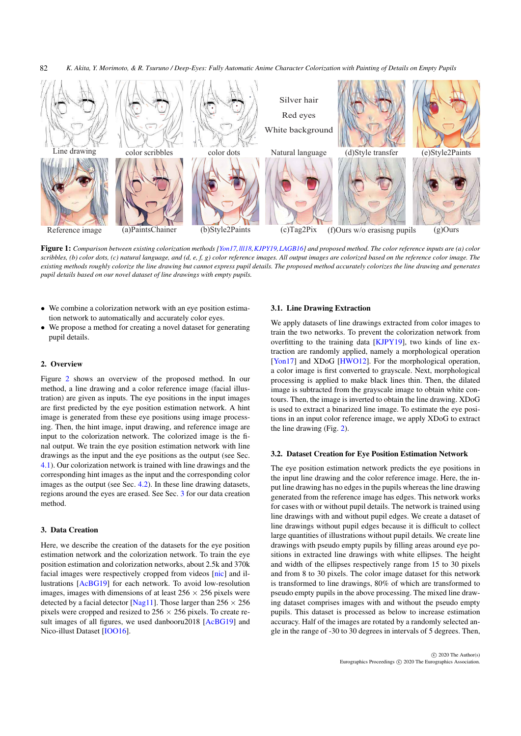Line drawing | color scribbles | color dots | Silver hair Red eyes White background Natural language | (d)Style transfer | (e)Style2Paints

Reference image | (a)PaintsChainer | (b)Style2Paints | (c)Tag2Pix | (f)Ours w/o erasisng pupils | (g)Ours

**Figure 1:** *Comparison between existing colorization methods [Yon17, lll18, KJPY19, LAGB16] and proposed method. The color reference inputs are (a) color scribbles, (b) color dots, (c) natural language, and (d, e, f, g) color reference images. All output images are colorized based on the reference color image. The existing methods roughly colorize the line drawing but cannot express pupil details. The proposed method accurately colorizes the line drawing and generates pupil details based on our novel dataset of line drawings with empty pupils.*

- We combine a colorization network with an eye position estimation network to automatically and accurately color eyes.
- We propose a method for creating a novel dataset for generating pupil details.

## 2. Overview

Figure 2 shows an overview of the proposed method. In our method, a line drawing and a color reference image (facial illustration) are given as inputs. The eye positions in the input images are first predicted by the eye position estimation network. A hint image is generated from these eye positions using image processing. Then, the hint image, input drawing, and reference image are input to the colorization network. The colorized image is the final output. We train the eye position estimation network with line drawings as the input and the eye positions as the output (see Sec. 4.1). Our colorization network is trained with line drawings and the corresponding hint images as the input and the corresponding color images as the output (see Sec. 4.2). In these line drawing datasets, regions around the eyes are erased. See Sec. 3 for our data creation method.

## 3. Data Creation

Here, we describe the creation of the datasets for the eye position estimation network and the colorization network. To train the eye position estimation and colorization networks, about 2.5k and 370k facial images were respectively cropped from videos [nic] and illustrations [AcBG19] for each network. To avoid low-resolution images, images with dimensions of at least 256 × 256 pixels were detected by a facial detector [Nag11]. Those larger than 256 × 256 pixels were cropped and resized to 256 × 256 pixels. To create result images of all figures, we used danbooru2018 [AcBG19] and Nico-illust Dataset [IOO16].

### 3.1. Line Drawing Extraction

We apply datasets of line drawings extracted from color images to train the two networks. To prevent the colorization network from overfitting to the training data [KJPY19], two kinds of line extraction are randomly applied, namely a morphological operation [Yon17] and XDoG [HWO12]. For the morphological operation, a color image is first converted to grayscale. Next, morphological processing is applied to make black lines thin. Then, the dilated image is subtracted from the grayscale image to obtain white contours. Then, the image is inverted to obtain the line drawing. XDoG is used to extract a binarized line image. To estimate the eye positions in an input color reference image, we apply XDoG to extract the line drawing (Fig. 2).

### 3.2. Dataset Creation for Eye Position Estimation Network

The eye position estimation network predicts the eye positions in the input line drawing and the color reference image. Here, the input line drawing has no edges in the pupils whereas the line drawing generated from the reference image has edges. This network works for cases with or without pupil details. The network is trained using line drawings with and without pupil edges. We create a dataset of line drawings without pupil edges because it is difficult to collect large quantities of illustrations without pupil details. We create line drawings with pseudo empty pupils by filling areas around eye positions in extracted line drawings with white ellipses. The height and width of the ellipses respectively range from 15 to 30 pixels and from 8 to 30 pixels. The color image dataset for this network is transformed to line drawings, 80% of which are transformed to pseudo empty pupils in the above processing. The mixed line drawing dataset comprises images with and without the pseudo empty pupils. This dataset is processed as below to increase estimation accuracy. Half of the images are rotated by a randomly selected angle in the range of -30 to 30 degrees in intervals of 5 degrees. Then,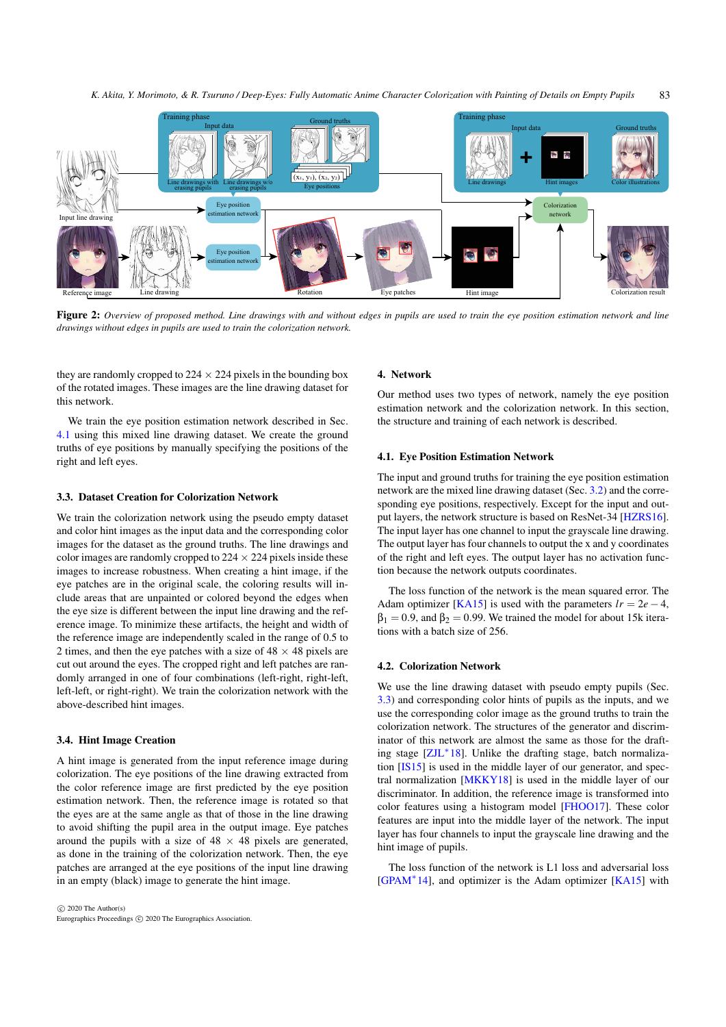**Figure 2:** *Overview of proposed method. Line drawings with and without edges in pupils are used to train the eye position estimation network and line drawings without edges in pupils are used to train the colorization network.*

they are randomly cropped to 224 × 224 pixels in the bounding box of the rotated images. These images are the line drawing dataset for this network.

We train the eye position estimation network described in Sec. 4.1 using this mixed line drawing dataset. We create the ground truths of eye positions by manually specifying the positions of the right and left eyes.

### 3.3. Dataset Creation for Colorization Network

We train the colorization network using the pseudo empty dataset and color hint images as the input data and the corresponding color images for the dataset as the ground truths. The line drawings and color images are randomly cropped to 224 × 224 pixels inside these images to increase robustness. When creating a hint image, if the eye patches are in the original scale, the coloring results will include areas that are unpainted or colored beyond the edges when the eye size is different between the input line drawing and the reference image. To minimize these artifacts, the height and width of the reference image are independently scaled in the range of 0.5 to 2 times, and then the eye patches with a size of 48 × 48 pixels are cut out around the eyes. The cropped right and left patches are randomly arranged in one of four combinations (left-right, right-left, left-left, or right-right). We train the colorization network with the above-described hint images.

### 3.4. Hint Image Creation

A hint image is generated from the input reference image during colorization. The eye positions of the line drawing extracted from the color reference image are first predicted by the eye position estimation network. Then, the reference image is rotated so that the eyes are at the same angle as that of those in the line drawing to avoid shifting the pupil area in the output image. Eye patches around the pupils with a size of 48 × 48 pixels are generated, as done in the training of the colorization network. Then, the eye patches are arranged at the eye positions of the input line drawing in an empty (black) image to generate the hint image.

## 4. Network

Our method uses two types of network, namely the eye position estimation network and the colorization network. In this section, the structure and training of each network is described.

### 4.1. Eye Position Estimation Network

The input and ground truths for training the eye position estimation network are the mixed line drawing dataset (Sec. 3.2) and the corresponding eye positions, respectively. Except for the input and output layers, the network structure is based on ResNet-34 [HZRS16]. The input layer has one channel to input the grayscale line drawing. The output layer has four channels to output the x and y coordinates of the right and left eyes. The output layer has no activation function because the network outputs coordinates.

The loss function of the network is the mean squared error. The Adam optimizer [KA15] is used with the parameters $lr = 2e-4$, $\beta_1 = 0.9$, and $\beta_2 = 0.99$. We trained the model for about 15k iterations with a batch size of 256.

### 4.2. Colorization Network

We use the line drawing dataset with pseudo empty pupils (Sec. 3.3) and corresponding color hints of pupils as the inputs, and we use the corresponding color image as the ground truths to train the colorization network. The structures of the generator and discriminator of this network are almost the same as those for the drafting stage, batch normalization [IS15] is used in the middle layer of our generator, and spectral normalization [MKKY18] is used in the middle layer of our discriminator. In addition, the reference image is transformed into color features using a histogram model [FHOO17]. These color features are input into the middle layer of the network. The input layer has four channels to input the grayscale line drawing and the hint image of pupils.

The loss function of the network is L1 loss and adversarial loss [GPAM*14], and optimizer is the Adam optimizer [KA15] with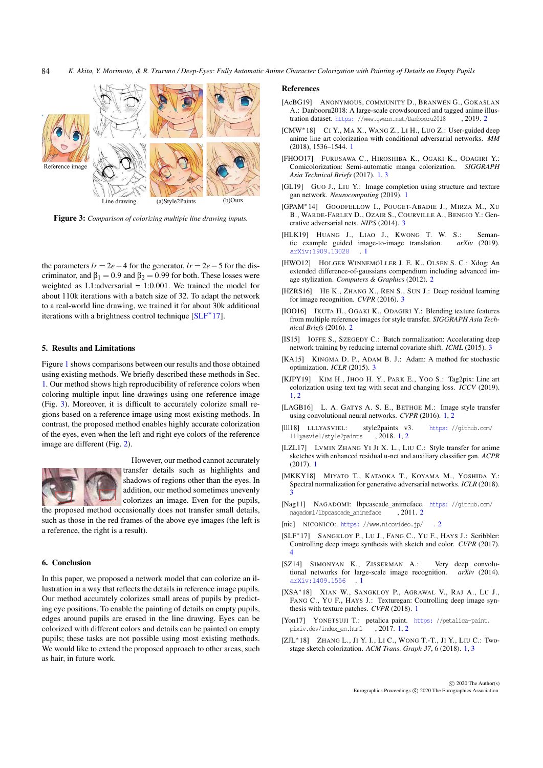Reference image

Line drawing

(a)Style2Paints

(b)Ours

**Figure 3:** *Comparison of colorizing multiple line drawing inputs.*

the parameters $lr = 2e-4$ for the generator, $lr = 2e-5$ for the discriminator, and $\beta_1 = 0.9$ and $\beta_2 = 0.99$ for both. These losses were weighted as L1:adversarial = 1:0.001. We trained the model for about 110k iterations with a batch size of 32. To adapt the network to a real-world line drawing, we trained it for about 30k additional iterations with a brightness control technique [SLF*17].

## 5. Results and Limitations

Figure 1 shows comparisons between our results and those obtained using existing methods. We briefly described these methods in Sec. 1. Our method shows high reproducibility of reference colors when coloring multiple input line drawings using one reference image (Fig. 3). Moreover, it is difficult to accurately colorize small regions based on a reference image using most existing methods. In contrast, the proposed method enables highly accurate colorization of the eyes, even when the left and right eye colors of the reference image are different (Fig. 2).

However, our method cannot accurately transfer details such as highlights and shadows of regions other than the eyes. In addition, our method sometimes unevenly colorizes an image. Even for the pupils, the proposed method occasionally does not transfer small details, such as those in the red frames of the above eye images (the left is a reference, the right is a result).

## 6. Conclusion

In this paper, we proposed a network model that can colorize an illustration in a way that reflects the details in reference image pupils. Our method accurately colorizes small areas of pupils by predicting eye positions. To enable the painting of details on empty pupils, edges around pupils are erased in the line drawing. Eyes can be colorized with different colors and details can be painted on empty pupils; these tasks are not possible using most existing methods. We would like to extend the proposed approach to other areas, such as hair, in future work.

## References

[AcBG19] Anonymous, community, Branwen G., Gokaslan A.: Danbooru2018: A large-scale crowdsourced and tagged anime illustration dataset. https://www.gwern.net/Danbooru2018, 2019. 2

[CMW*18] Ci Y., Ma X., Wang Z., Li H., Luo Z.: User-guided deep anime line art colorization with conditional adversarial networks. *MM* (2018), 1536–1544. 1

[FHOO17] Furusawa C., Hiroshiba K., Ogaki K., Odagiri Y.: Comicolorization: Semi-automatic manga colorization. *SIGGRAPH Asia Technical Briefs* (2017). 1, 3

[GL19] Guo J., Liu Y.: Image completion using structure and texture gan network. *Neurocomputing* (2019). 1

[GPAM*14] Goodfellow I., Pouget-Abadie J., Mirza M., Xu B., Warde-Farley D., Ozair S., Courville A., Bengio Y.: Generative adversarial nets. *NIPS* (2014). 3

[HLK19] Huang J., Liao J., Kwong T. W. S.: Semantic example guided image-to-image translation. *arXiv* (2019). arXiv:1909.13028. 1

[HWO12] Holger Winnemöller J. E. K., Olsen S. C.: Xdog: An extended difference-of-gaussians compendium including advanced image stylization. *Computers & Graphics* (2012). 2

[HZRS16] He K., Zhang X., Ren S., Sun J.: Deep residual learning for image recognition. *CVPR* (2016). 3

[IOO16] Ikuta H., Ogaki K., Odagiri Y.: Blending texture features from multiple reference images for style transfer. *SIGGRAPH Asia Technical Briefs* (2016). 2

[IS15] Ioffe S., Szegedy C.: Batch normalization: Accelerating deep network training by reducing internal covariate shift. *ICML* (2015). 3

[KA15] Kingma D. P., Adam B. J.: Adam: A method for stochastic optimization. *ICLR* (2015). 3

[KJPY19] Kim H., Jhoo H. Y., Park E., Yoo S.: Tag2pix: Line art colorization using text tag with secat and changing loss. *ICCV* (2019). 1, 2

[LAGB16] L. A. Gatys A. S. E., Bethge M.: Image style transfer using convolutional neural networks. *CVPR* (2016). 1, 2

[lll18] lllyasviel: style2paints v3. https://github.com/lllyasviel/style2paints, 2018. 1, 2

[LZL17] Lvmin Zhang Yi Ji X. L., Liu C.: Style transfer for anime sketches with enhanced residual u-net and auxiliary classifier gan. *ACPR* (2017). 1

[MKKY18] Miyato T., Kataoka T., Koyama M., Yoshida Y.: Spectral normalization for generative adversarial networks. *ICLR* (2018). 3

[Nag11] Nagadomi: lbpcascade_animeface. https://github.com/nagadomi/lbpcascade_animeface, 2011. 2

[nic] Niconico:. https://www.nicovideo.jp/. 2

[SLF*17] Sangkloy P., Lu J., Fang C., Yu F., Hays J.: Scribbler: Controlling deep image synthesis with sketch and color. *CVPR* (2017). 4

[SZ14] Simonyan K., Zisserman A.: Very deep convolutional networks for large-scale image recognition. *arXiv* (2014). arXiv:1409.1556. 1

[XSA*18] Xian W., Sangkloy P., Agrawal V., Raj A., Lu J., Fang C., Yu F., Hays J.: Texturegan: Controlling deep image synthesis with texture patches. *CVPR* (2018). 1

[Yon17] Yonetsuji T.: petalica paint. https://petalica-paint.pixiv.dev/index_en.html, 2017. 1, 2

[ZJL*18] Zhang L., Ji Y. I., Li C., Wong T.-T., Ji Y., Liu C.: Two-stage sketch colorization. *ACM Trans. Graph 37*, 6 (2018). 1, 3